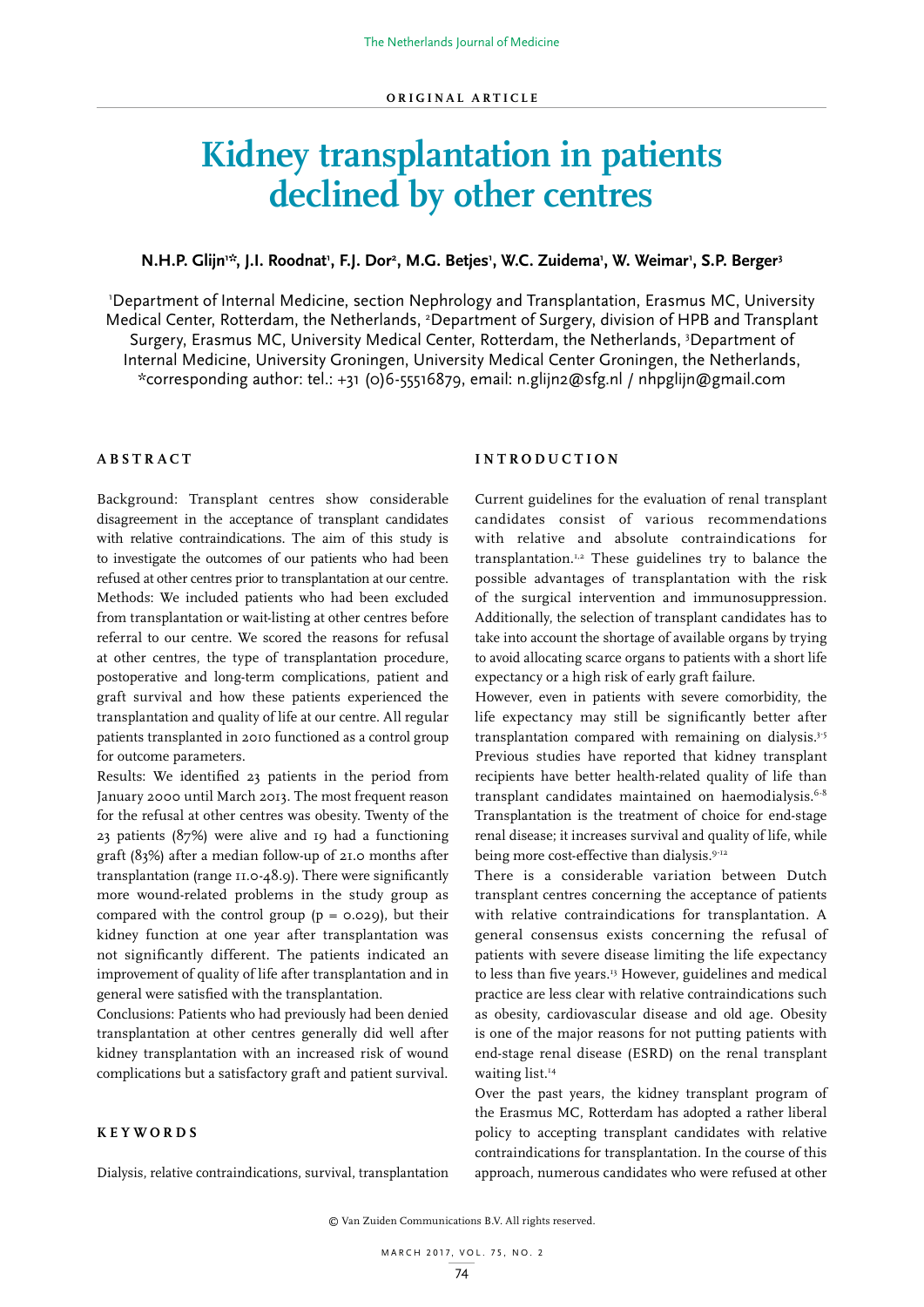ORIGINAL ARTICLE

# Kidney transplantation in patients declined by other centres

**N.H.P. Glijn[1]*, J.I. Roodnat[1], F.J. Dor[2], M.G. Betjes[1], W.C. Zuidema[1], W. Weimar[1], S.P. Berger[3]**

[1]Department of Internal Medicine, section Nephrology and Transplantation, Erasmus MC, University Medical Center, Rotterdam, the Netherlands, [2]Department of Surgery, division of HPB and Transplant Surgery, Erasmus MC, University Medical Center, Rotterdam, the Netherlands, [3]Department of Internal Medicine, University Groningen, University Medical Center Groningen, the Netherlands, *corresponding author: tel.: +31 (0)6-55516879, email: n.glijn2@sfg.nl / nhpglijn@gmail.com

## ABSTRACT

Background: Transplant centres show considerable disagreement in the acceptance of transplant candidates with relative contraindications. The aim of this study is to investigate the outcomes of our patients who had been refused at other centres prior to transplantation at our centre.

Methods: We included patients who had been excluded from transplantation or wait-listing at other centres before referral to our centre. We scored the reasons for refusal at other centres, the type of transplantation procedure, postoperative and long-term complications, patient and graft survival and how these patients experienced the transplantation and quality of life at our centre. All regular patients transplanted in 2010 functioned as a control group for outcome parameters.

Results: We identified 23 patients in the period from January 2000 until March 2013. The most frequent reason for the refusal at other centres was obesity. Twenty of the 23 patients (87%) were alive and 19 had a functioning graft (83%) after a median follow-up of 21.0 months after transplantation (range 11.0-48.9). There were significantly more wound-related problems in the study group as compared with the control group ($p = 0.029$), but their kidney function at one year after transplantation was not significantly different. The patients indicated an improvement of quality of life after transplantation and in general were satisfied with the transplantation.

Conclusions: Patients who had previously had been denied transplantation at other centres generally did well after kidney transplantation with an increased risk of wound complications but a satisfactory graft and patient survival.

## KEYWORDS

Dialysis, relative contraindications, survival, transplantation

## INTRODUCTION

Current guidelines for the evaluation of renal transplant candidates consist of various recommendations with relative and absolute contraindications for transplantation.[1,2] These guidelines try to balance the possible advantages of transplantation with the risk of the surgical intervention and immunosuppression. Additionally, the selection of transplant candidates has to take into account the shortage of available organs by trying to avoid allocating scarce organs to patients with a short life expectancy or a high risk of early graft failure.

However, even in patients with severe comorbidity, the life expectancy may still be significantly better after transplantation compared with remaining on dialysis.[3-5] Previous studies have reported that kidney transplant recipients have better health-related quality of life than transplant candidates maintained on haemodialysis.[6-8] Transplantation is the treatment of choice for end-stage renal disease; it increases survival and quality of life, while being more cost-effective than dialysis.[9-12]

There is a considerable variation between Dutch transplant centres concerning the acceptance of patients with relative contraindications for transplantation. A general consensus exists concerning the refusal of patients with severe disease limiting the life expectancy to less than five years.[13] However, guidelines and medical practice are less clear with relative contraindications such as obesity, cardiovascular disease and old age. Obesity is one of the major reasons for not putting patients with end-stage renal disease (ESRD) on the renal transplant waiting list.[14]

Over the past years, the kidney transplant program of the Erasmus MC, Rotterdam has adopted a rather liberal policy to accepting transplant candidates with relative contraindications for transplantation. In the course of this approach, numerous candidates who were refused at other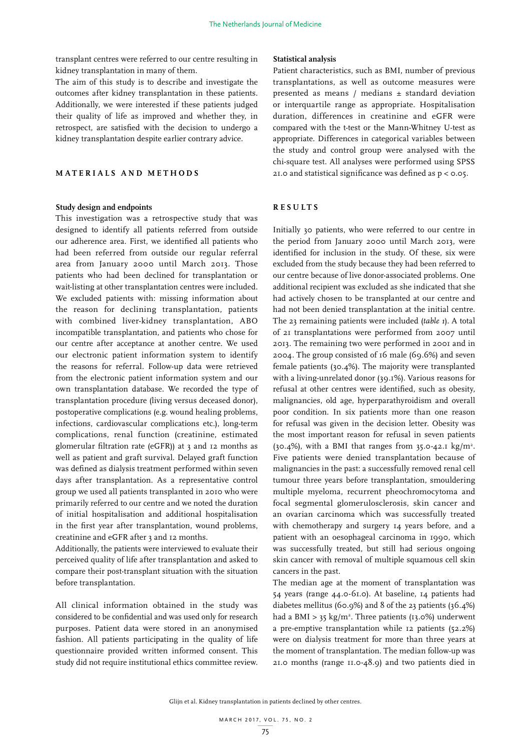transplant centres were referred to our centre resulting in kidney transplantation in many of them.

The aim of this study is to describe and investigate the outcomes after kidney transplantation in these patients. Additionally, we were interested if these patients judged their quality of life as improved and whether they, in retrospect, are satisfied with the decision to undergo a kidney transplantation despite earlier contrary advice.

## MATERIALS AND METHODS

### Study design and endpoints

This investigation was a retrospective study that was designed to identify all patients referred from outside our adherence area. First, we identified all patients who had been referred from outside our regular referral area from January 2000 until March 2013. Those patients who had been declined for transplantation or wait-listing at other transplantation centres were included. We excluded patients with: missing information about the reason for declining transplantation, patients with combined liver-kidney transplantation, ABO incompatible transplantation, and patients who chose for our centre after acceptance at another centre. We used our electronic patient information system to identify the reasons for referral. Follow-up data were retrieved from the electronic patient information system and our own transplantation database. We recorded the type of transplantation procedure (living versus deceased donor), postoperative complications (e.g. wound healing problems, infections, cardiovascular complications etc.), long-term complications, renal function (creatinine, estimated glomerular filtration rate (eGFR)) at 3 and 12 months as well as patient and graft survival. Delayed graft function was defined as dialysis treatment performed within seven days after transplantation. As a representative control group we used all patients transplanted in 2010 who were primarily referred to our centre and we noted the duration of initial hospitalisation and additional hospitalisation in the first year after transplantation, wound problems, creatinine and eGFR after 3 and 12 months.

Additionally, the patients were interviewed to evaluate their perceived quality of life after transplantation and asked to compare their post-transplant situation with the situation before transplantation.

All clinical information obtained in the study was considered to be confidential and was used only for research purposes. Patient data were stored in an anonymised fashion. All patients participating in the quality of life questionnaire provided written informed consent. This study did not require institutional ethics committee review.

### Statistical analysis

Patient characteristics, such as BMI, number of previous transplantations, as well as outcome measures were presented as means / medians ± standard deviation or interquartile range as appropriate. Hospitalisation duration, differences in creatinine and eGFR were compared with the t-test or the Mann-Whitney U-test as appropriate. Differences in categorical variables between the study and control group were analysed with the chi-square test. All analyses were performed using SPSS 21.0 and statistical significance was defined as $p < 0.05$.

## RESULTS

Initially 30 patients, who were referred to our centre in the period from January 2000 until March 2013, were identified for inclusion in the study. Of these, six were excluded from the study because they had been referred to our centre because of live donor-associated problems. One additional recipient was excluded as she indicated that she had actively chosen to be transplanted at our centre and had not been denied transplantation at the initial centre. The 23 remaining patients were included (*table 1*). A total of 21 transplantations were performed from 2007 until 2013. The remaining two were performed in 2001 and in 2004. The group consisted of 16 male (69.6%) and seven female patients (30.4%). The majority were transplanted with a living-unrelated donor (39.1%). Various reasons for refusal at other centres were identified, such as obesity, malignancies, old age, hyperparathyroidism and overall poor condition. In six patients more than one reason for refusal was given in the decision letter. Obesity was the most important reason for refusal in seven patients (30.4%), with a BMI that ranges from 35.0-42.1 $kg/m^2$. Five patients were denied transplantation because of malignancies in the past: a successfully removed renal cell tumour three years before transplantation, smouldering multiple myeloma, recurrent pheochromocytoma and focal segmental glomerulosclerosis, skin cancer and an ovarian carcinoma which was successfully treated with chemotherapy and surgery 14 years before, and a patient with an oesophageal carcinoma in 1990, which was successfully treated, but still had serious ongoing skin cancer with removal of multiple squamous cell skin cancers in the past.

The median age at the moment of transplantation was 54 years (range 44.0-61.0). At baseline, 14 patients had diabetes mellitus (60.9%) and 8 of the 23 patients (36.4%) had a BMI > 35 $kg/m^2$. Three patients (13.0%) underwent a pre-emptive transplantation while 12 patients (52.2%) were on dialysis treatment for more than three years at the moment of transplantation. The median follow-up was 21.0 months (range 11.0-48.9) and two patients died in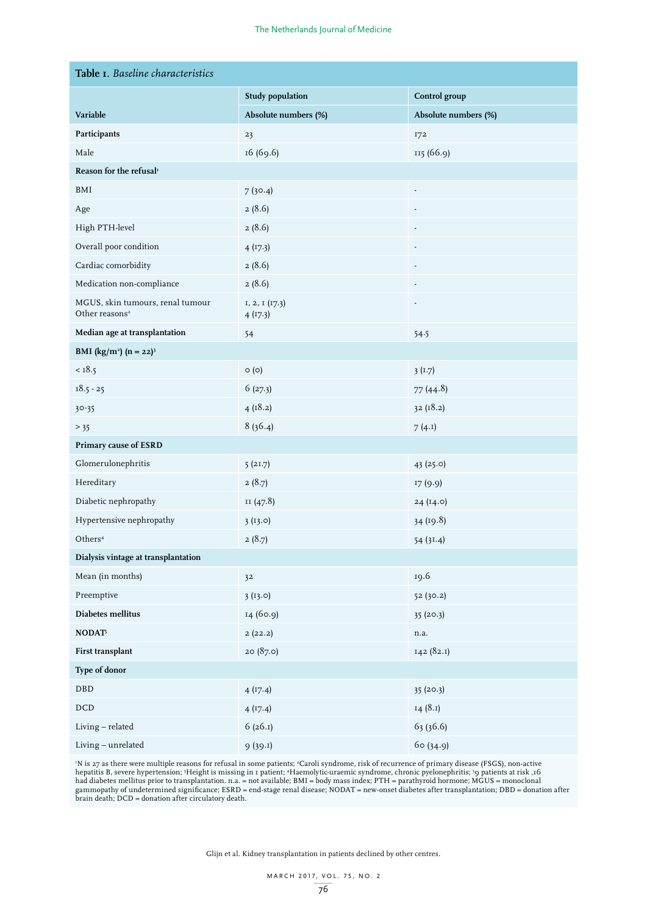**Table 1.** *Baseline characteristics*

| Variable | Study population | Control group |
|---|---|---|
| | Absolute numbers (%) | Absolute numbers (%) |
| **Participants** | 23 | 172 |
| Male | 16 (69.6) | 115 (66.9) |
| **Reason for the refusal**[1] | | |
| BMI | 7 (30.4) | - |
| Age | 2 (8.6) | - |
| High PTH-level | 2 (8.6) | - |
| Overall poor condition | 4 (17.3) | - |
| Cardiac comorbidity | 2 (8.6) | - |
| Medication non-compliance | 2 (8.6) | - |
| MGUS, skin tumours, renal tumour<br>Other reasons[2] | 1, 2, 1 (17.3)<br>4 (17.3) | - |
| **Median age at transplantation** | 54 | 54.5 |
| **BMI (kg/m²) (n = 22)**[3] | | |
| < 18.5 | 0 (0) | 3 (1.7) |
| 18.5 - 25 | 6 (27.3) | 77 (44.8) |
| 30-35 | 4 (18.2) | 32 (18.2) |
| > 35 | 8 (36.4) | 7 (4.1) |
| **Primary cause of ESRD** | | |
| Glomerulonephritis | 5 (21.7) | 43 (25.0) |
| Hereditary | 2 (8.7) | 17 (9.9) |
| Diabetic nephropathy | 11 (47.8) | 24 (14.0) |
| Hypertensive nephropathy | 3 (13.0) | 34 (19.8) |
| Others[4] | 2 (8.7) | 54 (31.4) |
| **Dialysis vintage at transplantation** | | |
| Mean (in months) | 32 | 19.6 |
| Preemptive | 3 (13.0) | 52 (30.2) |
| **Diabetes mellitus** | 14 (60.9) | 35 (20.3) |
| **NODAT**[5] | 2 (22.2) | n.a. |
| **First transplant** | 20 (87.0) | 142 (82.1) |
| **Type of donor** | | |
| DBD | 4 (17.4) | 35 (20.3) |
| DCD | 4 (17.4) | 14 (8.1) |
| Living – related | 6 (26.1) | 63 (36.6) |
| Living – unrelated | 9 (39.1) | 60 (34.9) |

[1]N is 27 as there were multiple reasons for refusal in some patients; [2]Caroli syndrome, risk of recurrence of primary disease (FSGS), non-active hepatitis B, severe hypertension; [3]Height is missing in 1 patient; [4]Haemolytic-uraemic syndrome, chronic pyelonephritis; [5]9 patients at risk ,16 had diabetes mellitus prior to transplantation. n.a. = not available; BMI = body mass index; PTH = parathyroid hormone; MGUS = monoclonal gammopathy of undetermined significance; ESRD = end-stage renal disease; NODAT = new-onset diabetes after transplantation; DBD = donation after brain death; DCD = donation after circulatory death.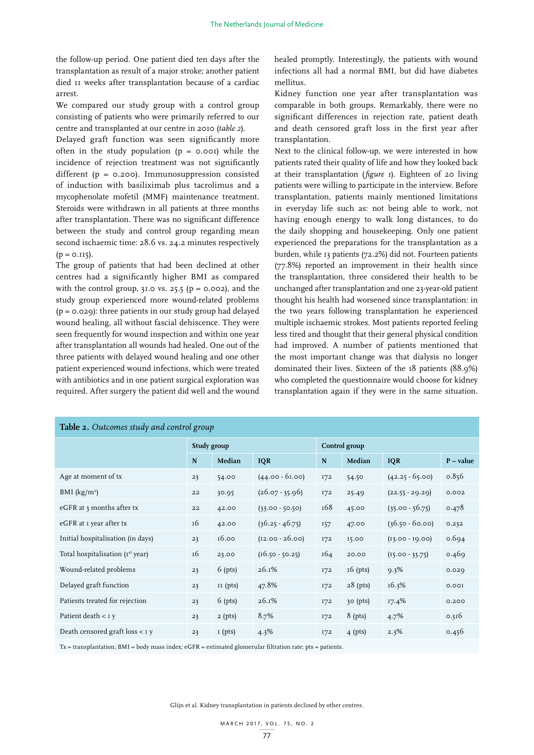the follow-up period. One patient died ten days after the transplantation as result of a major stroke; another patient died 11 weeks after transplantation because of a cardiac arrest.

We compared our study group with a control group consisting of patients who were primarily referred to our centre and transplanted at our centre in 2010 (*table 2*).

Delayed graft function was seen significantly more often in the study population (p = 0.001) while the incidence of rejection treatment was not significantly different (p = 0.200). Immunosuppression consisted of induction with basiliximab plus tacrolimus and a mycophenolate mofetil (MMF) maintenance treatment. Steroids were withdrawn in all patients at three months after transplantation. There was no significant difference between the study and control group regarding mean second ischaemic time: 28.6 vs. 24.2 minutes respectively (p = 0.115).

The group of patients that had been declined at other centres had a significantly higher BMI as compared with the control group, 31.0 vs. 25.5 (p = 0.002), and the study group experienced more wound-related problems (p = 0.029): three patients in our study group had delayed wound healing, all without fascial dehiscence. They were seen frequently for wound inspection and within one year after transplantation all wounds had healed. One out of the three patients with delayed wound healing and one other patient experienced wound infections, which were treated with antibiotics and in one patient surgical exploration was required. After surgery the patient did well and the wound healed promptly. Interestingly, the patients with wound infections all had a normal BMI, but did have diabetes mellitus.

Kidney function one year after transplantation was comparable in both groups. Remarkably, there were no significant differences in rejection rate, patient death and death censored graft loss in the first year after transplantation.

Next to the clinical follow-up, we were interested in how patients rated their quality of life and how they looked back at their transplantation (*figure 1*). Eighteen of 20 living patients were willing to participate in the interview. Before transplantation, patients mainly mentioned limitations in everyday life such as: not being able to work, not having enough energy to walk long distances, to do the daily shopping and housekeeping. Only one patient experienced the preparations for the transplantation as a burden, while 13 patients (72.2%) did not. Fourteen patients (77.8%) reported an improvement in their health since the transplantation, three considered their health to be unchanged after transplantation and one 23-year-old patient thought his health had worsened since transplantation: in the two years following transplantation he experienced multiple ischaemic strokes. Most patients reported feeling less tired and thought that their general physical condition had improved. A number of patients mentioned that the most important change was that dialysis no longer dominated their lives. Sixteen of the 18 patients (88.9%) who completed the questionnaire would choose for kidney transplantation again if they were in the same situation.

**Table 2.** *Outcomes study and control group*

| | Study group | | | Control group | | | |
|---|---|---|---|---|---|---|---|
| | N | Median | IQR | N | Median | IQR | P – value |
| Age at moment of tx | 23 | 54.00 | (44.00 - 61.00) | 172 | 54.50 | (42.25 - 65.00) | 0.856 |
| BMI (kg/m²) | 22 | 30.95 | (26.07 - 35.96) | 172 | 25.49 | (22.55 - 29.29) | 0.002 |
| eGFR at 3 months after tx | 22 | 42.00 | (33.00 - 50.50) | 168 | 45.00 | (35.00 - 56.75) | 0.478 |
| eGFR at 1 year after tx | 16 | 42.00 | (36.25 - 46.75) | 157 | 47.00 | (36.50 - 60.00) | 0.232 |
| Initial hospitalisation (in days) | 23 | 16.00 | (12.00 - 26.00) | 172 | 15.00 | (13.00 - 19.00) | 0.694 |
| Total hospitalisation (1st year) | 16 | 23.00 | (16.50 - 50.25) | 164 | 20.00 | (15.00 - 33.75) | 0.469 |
| Wound-related problems | 23 | 6 (pts) | 26.1% | 172 | 16 (pts) | 9.3% | 0.029 |
| Delayed graft function | 23 | 11 (pts) | 47.8% | 172 | 28 (pts) | 16.3% | 0.001 |
| Patients treated for rejection | 23 | 6 (pts) | 26.1% | 172 | 30 (pts) | 17.4% | 0.200 |
| Patient death < 1 y | 23 | 2 (pts) | 8.7% | 172 | 8 (pts) | 4.7% | 0.316 |
| Death censored graft loss < 1 y | 23 | 1 (pts) | 4.3% | 172 | 4 (pts) | 2.3% | 0.456 |

Tx = transplantation; BMI = body mass index; eGFR = estimated glomerular filtration rate; pts = patients.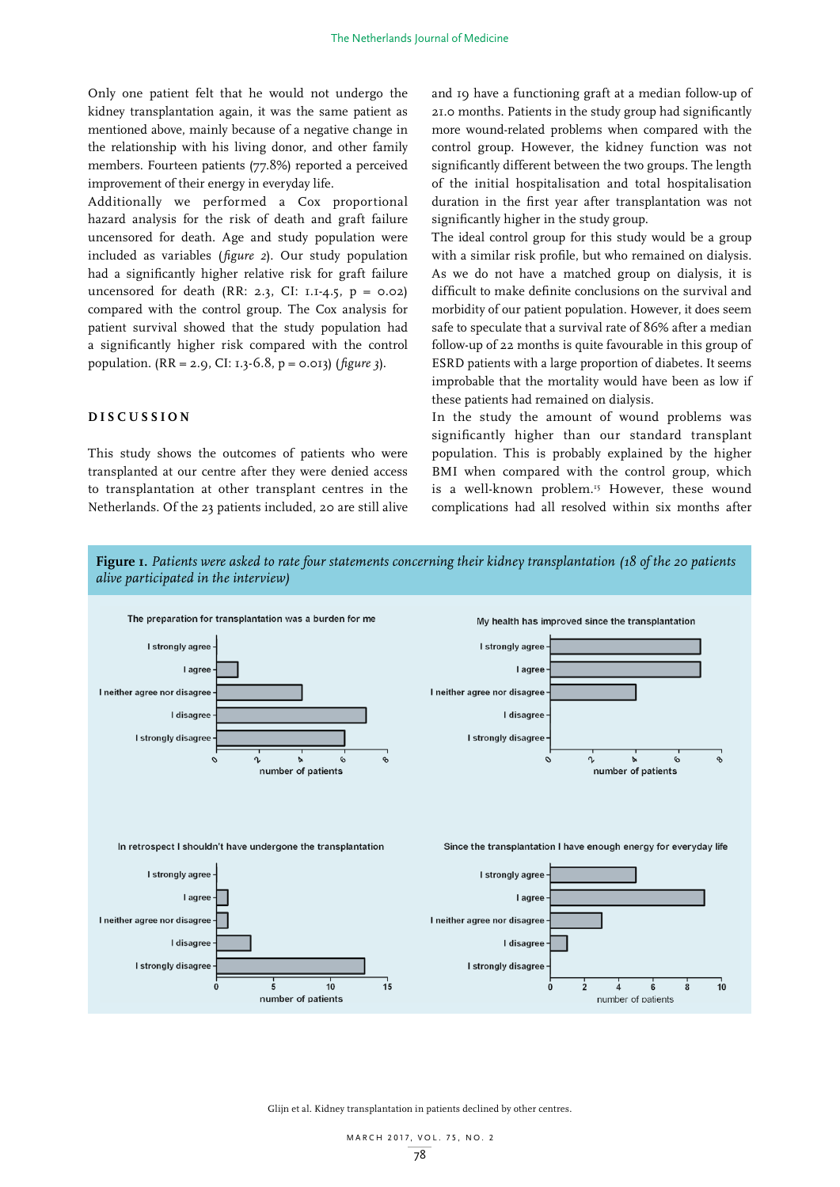Only one patient felt that he would not undergo the kidney transplantation again, it was the same patient as mentioned above, mainly because of a negative change in the relationship with his living donor, and other family members. Fourteen patients (77.8%) reported a perceived improvement of their energy in everyday life.

Additionally we performed a Cox proportional hazard analysis for the risk of death and graft failure uncensored for death. Age and study population were included as variables (*figure 2*). Our study population had a significantly higher relative risk for graft failure uncensored for death (RR: 2.3, CI: 1.1-4.5, p = 0.02) compared with the control group. The Cox analysis for patient survival showed that the study population had a significantly higher risk compared with the control population. (RR = 2.9, CI: 1.3-6.8, p = 0.013) (*figure 3*).

## DISCUSSION

This study shows the outcomes of patients who were transplanted at our centre after they were denied access to transplantation at other transplant centres in the Netherlands. Of the 23 patients included, 20 are still alive and 19 have a functioning graft at a median follow-up of 21.0 months. Patients in the study group had significantly more wound-related problems when compared with the control group. However, the kidney function was not significantly different between the two groups. The length of the initial hospitalisation and total hospitalisation duration in the first year after transplantation was not significantly higher in the study group.

The ideal control group for this study would be a group with a similar risk profile, but who remained on dialysis. As we do not have a matched group on dialysis, it is difficult to make definite conclusions on the survival and morbidity of our patient population. However, it does seem safe to speculate that a survival rate of 86% after a median follow-up of 22 months is quite favourable in this group of ESRD patients with a large proportion of diabetes. It seems improbable that the mortality would have been as low if these patients had remained on dialysis.

In the study the amount of wound problems was significantly higher than our standard transplant population. This is probably explained by the higher BMI when compared with the control group, which is a well-known problem.[15] However, these wound complications had all resolved within six months after

**Figure 1.** *Patients were asked to rate four statements concerning their kidney transplantation (18 of the 20 patients alive participated in the interview)*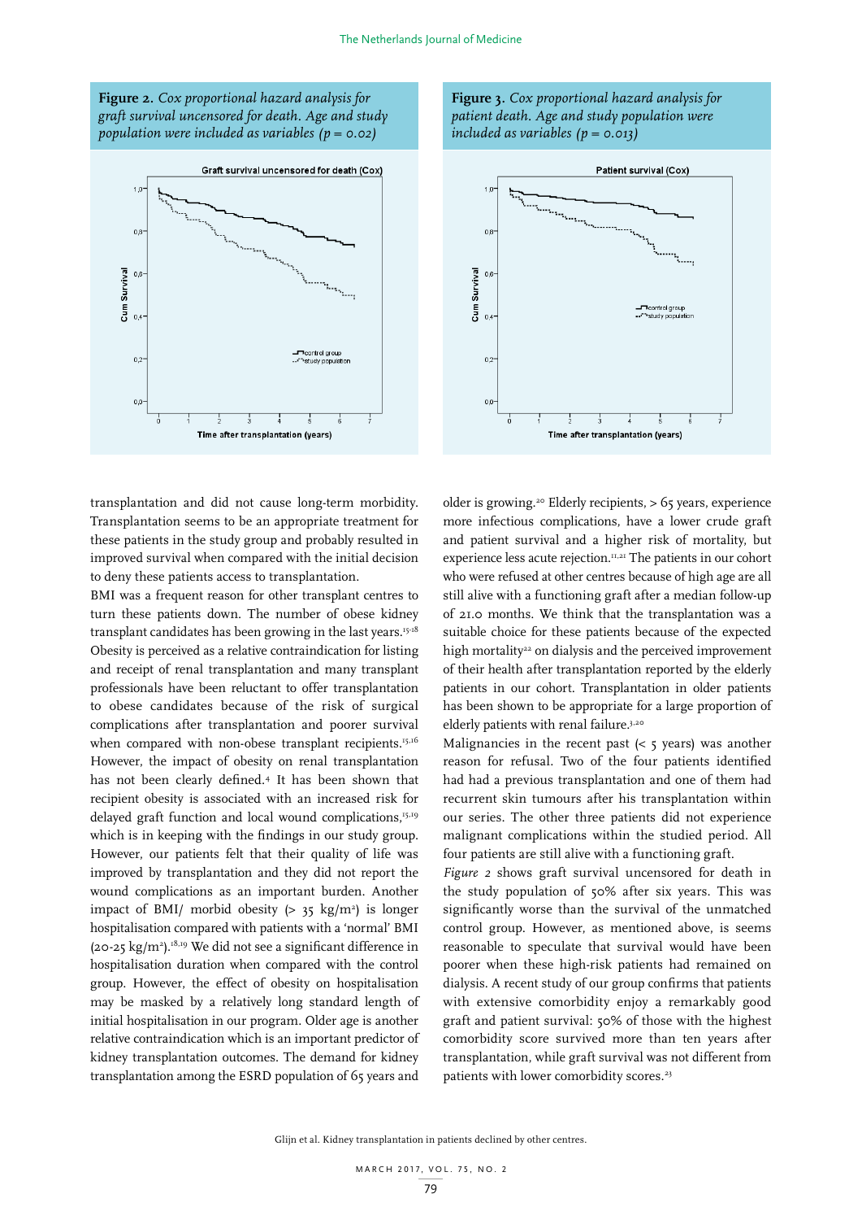**Figure 2.** *Cox proportional hazard analysis for graft survival uncensored for death. Age and study population were included as variables (p = 0.02)*

**Figure 3.** *Cox proportional hazard analysis for patient death. Age and study population were included as variables (p = 0.013)*

transplantation and did not cause long-term morbidity. Transplantation seems to be an appropriate treatment for these patients in the study group and probably resulted in improved survival when compared with the initial decision to deny these patients access to transplantation.

BMI was a frequent reason for other transplant centres to turn these patients down. The number of obese kidney transplant candidates has been growing in the last years.[15-18] Obesity is perceived as a relative contraindication for listing and receipt of renal transplantation and many transplant professionals have been reluctant to offer transplantation to obese candidates because of the risk of surgical complications after transplantation and poorer survival when compared with non-obese transplant recipients.[15,16] However, the impact of obesity on renal transplantation has not been clearly defined.[4] It has been shown that recipient obesity is associated with an increased risk for delayed graft function and local wound complications,[15,19] which is in keeping with the findings in our study group. However, our patients felt that their quality of life was improved by transplantation and they did not report the wound complications as an important burden. Another impact of BMI/ morbid obesity (> 35 kg/m$^2$) is longer hospitalisation compared with patients with a 'normal' BMI (20-25 kg/m$^2$).[18,19] We did not see a significant difference in hospitalisation duration when compared with the control group. However, the effect of obesity on hospitalisation may be masked by a relatively long standard length of initial hospitalisation in our program. Older age is another relative contraindication which is an important predictor of kidney transplantation outcomes. The demand for kidney transplantation among the ESRD population of 65 years and older is growing.[20] Elderly recipients, > 65 years, experience more infectious complications, have a lower crude graft and patient survival and a higher risk of mortality, but experience less acute rejection.[11,21] The patients in our cohort who were refused at other centres because of high age are all still alive with a functioning graft after a median follow-up of 21.0 months. We think that the transplantation was a suitable choice for these patients because of the expected high mortality[22] on dialysis and the perceived improvement of their health after transplantation reported by the elderly patients in our cohort. Transplantation in older patients has been shown to be appropriate for a large proportion of elderly patients with renal failure.[3,20]

Malignancies in the recent past (< 5 years) was another reason for refusal. Two of the four patients identified had had a previous transplantation and one of them had recurrent skin tumours after his transplantation within our series. The other three patients did not experience malignant complications within the studied period. All four patients are still alive with a functioning graft.

*Figure 2* shows graft survival uncensored for death in the study population of 50% after six years. This was significantly worse than the survival of the unmatched control group. However, as mentioned above, is seems reasonable to speculate that survival would have been poorer when these high-risk patients had remained on dialysis. A recent study of our group confirms that patients with extensive comorbidity enjoy a remarkably good graft and patient survival: 50% of those with the highest comorbidity score survived more than ten years after transplantation, while graft survival was not different from patients with lower comorbidity scores.[23]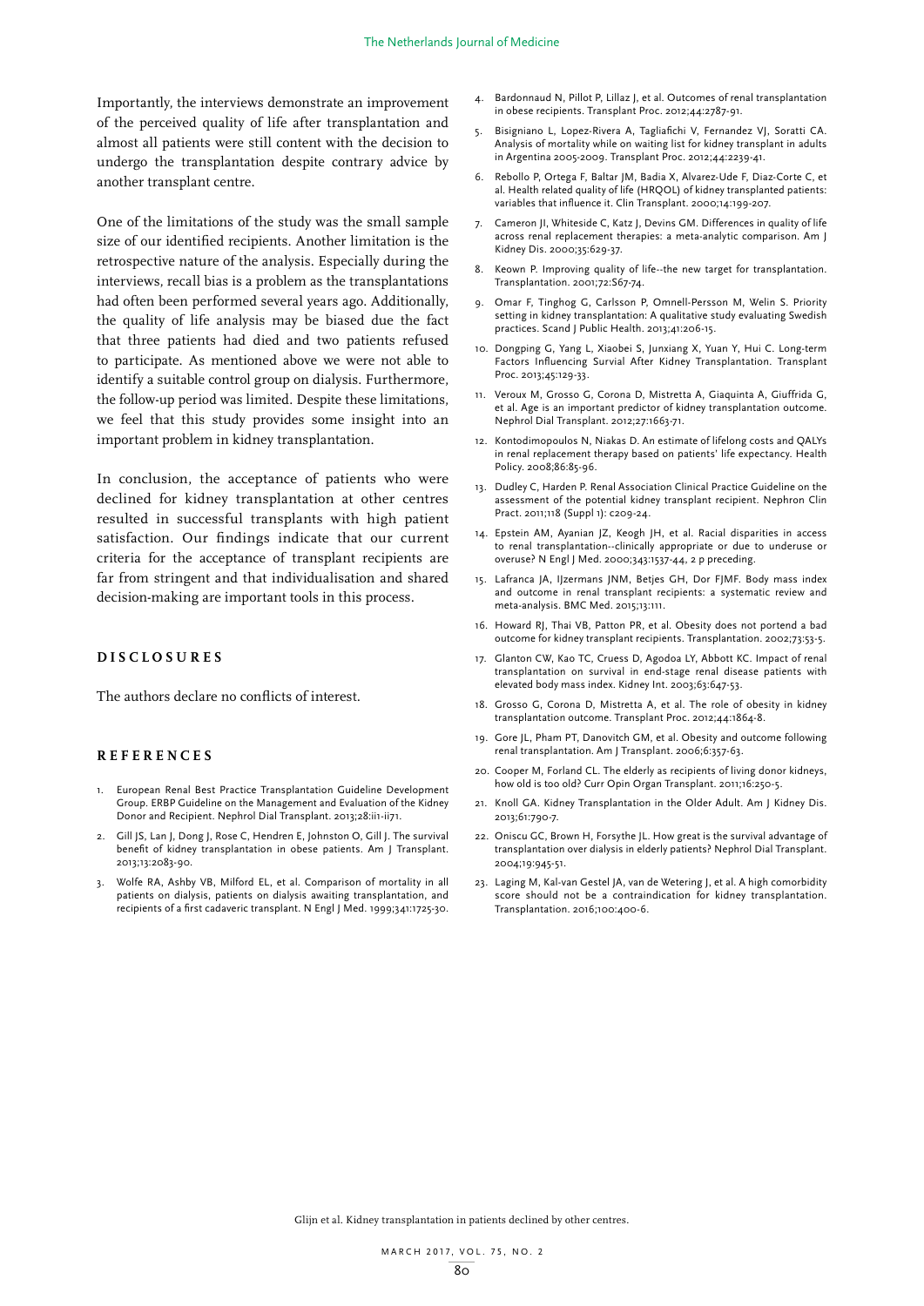Importantly, the interviews demonstrate an improvement of the perceived quality of life after transplantation and almost all patients were still content with the decision to undergo the transplantation despite contrary advice by another transplant centre.

One of the limitations of the study was the small sample size of our identified recipients. Another limitation is the retrospective nature of the analysis. Especially during the interviews, recall bias is a problem as the transplantations had often been performed several years ago. Additionally, the quality of life analysis may be biased due the fact that three patients had died and two patients refused to participate. As mentioned above we were not able to identify a suitable control group on dialysis. Furthermore, the follow-up period was limited. Despite these limitations, we feel that this study provides some insight into an important problem in kidney transplantation.

In conclusion, the acceptance of patients who were declined for kidney transplantation at other centres resulted in successful transplants with high patient satisfaction. Our findings indicate that our current criteria for the acceptance of transplant recipients are far from stringent and that individualisation and shared decision-making are important tools in this process.

## DISCLOSURES

The authors declare no conflicts of interest.

## REFERENCES

1. European Renal Best Practice Transplantation Guideline Development Group. ERBP Guideline on the Management and Evaluation of the Kidney Donor and Recipient. Nephrol Dial Transplant. 2013;28:ii1-ii71.
2. Gill JS, Lan J, Dong J, Rose C, Hendren E, Johnston O, Gill J. The survival benefit of kidney transplantation in obese patients. Am J Transplant. 2013;13:2083-90.
3. Wolfe RA, Ashby VB, Milford EL, et al. Comparison of mortality in all patients on dialysis, patients on dialysis awaiting transplantation, and recipients of a first cadaveric transplant. N Engl J Med. 1999;341:1725-30.
4. Bardonnaud N, Pillot P, Lillaz J, et al. Outcomes of renal transplantation in obese recipients. Transplant Proc. 2012;44:2787-91.
5. Bisigniano L, Lopez-Rivera A, Tagliafichi V, Fernandez VJ, Soratti CA. Analysis of mortality while on waiting list for kidney transplant in adults in Argentina 2005-2009. Transplant Proc. 2012;44:2239-41.
6. Rebollo P, Ortega F, Baltar JM, Badia X, Alvarez-Ude F, Diaz-Corte C, et al. Health related quality of life (HRQOL) of kidney transplanted patients: variables that influence it. Clin Transplant. 2000;14:199-207.
7. Cameron JI, Whiteside C, Katz J, Devins GM. Differences in quality of life across renal replacement therapies: a meta-analytic comparison. Am J Kidney Dis. 2000;35:629-37.
8. Keown P. Improving quality of life--the new target for transplantation. Transplantation. 2001;72:S67-74.
9. Omar F, Tinghog G, Carlsson P, Omnell-Persson M, Welin S. Priority setting in kidney transplantation: A qualitative study evaluating Swedish practices. Scand J Public Health. 2013;41:206-15.
10. Dongping G, Yang L, Xiaobei S, Junxiang X, Yuan Y, Hui C. Long-term Factors Influencing Survial After Kidney Transplantation. Transplant Proc. 2013;45:129-33.
11. Veroux M, Grosso G, Corona D, Mistretta A, Giaquinta A, Giuffrida G, et al. Age is an important predictor of kidney transplantation outcome. Nephrol Dial Transplant. 2012;27:1663-71.
12. Kontodimopoulos N, Niakas D. An estimate of lifelong costs and QALYs in renal replacement therapy based on patients' life expectancy. Health Policy. 2008;86:85-96.
13. Dudley C, Harden P. Renal Association Clinical Practice Guideline on the assessment of the potential kidney transplant recipient. Nephron Clin Pract. 2011;118 (Suppl 1): c209-24.
14. Epstein AM, Ayanian JZ, Keogh JH, et al. Racial disparities in access to renal transplantation--clinically appropriate or due to underuse or overuse? N Engl J Med. 2000;343:1537-44, 2 p preceding.
15. Lafranca JA, IJzermans JNM, Betjes GH, Dor FJMF. Body mass index and outcome in renal transplant recipients: a systematic review and meta-analysis. BMC Med. 2015;13:111.
16. Howard RJ, Thai VB, Patton PR, et al. Obesity does not portend a bad outcome for kidney transplant recipients. Transplantation. 2002;73:53-5.
17. Glanton CW, Kao TC, Cruess D, Agodoa LY, Abbott KC. Impact of renal transplantation on survival in end-stage renal disease patients with elevated body mass index. Kidney Int. 2003;63:647-53.
18. Grosso G, Corona D, Mistretta A, et al. The role of obesity in kidney transplantation outcome. Transplant Proc. 2012;44:1864-8.
19. Gore JL, Pham PT, Danovitch GM, et al. Obesity and outcome following renal transplantation. Am J Transplant. 2006;6:357-63.
20. Cooper M, Forland CL. The elderly as recipients of living donor kidneys, how old is too old? Curr Opin Organ Transplant. 2011;16:250-5.
21. Knoll GA. Kidney Transplantation in the Older Adult. Am J Kidney Dis. 2013;61:790-7.
22. Oniscu GC, Brown H, Forsythe JL. How great is the survival advantage of transplantation over dialysis in elderly patients? Nephrol Dial Transplant. 2004;19:945-51.
23. Laging M, Kal-van Gestel JA, van de Wetering J, et al. A high comorbidity score should not be a contraindication for kidney transplantation. Transplantation. 2016;100:400-6.